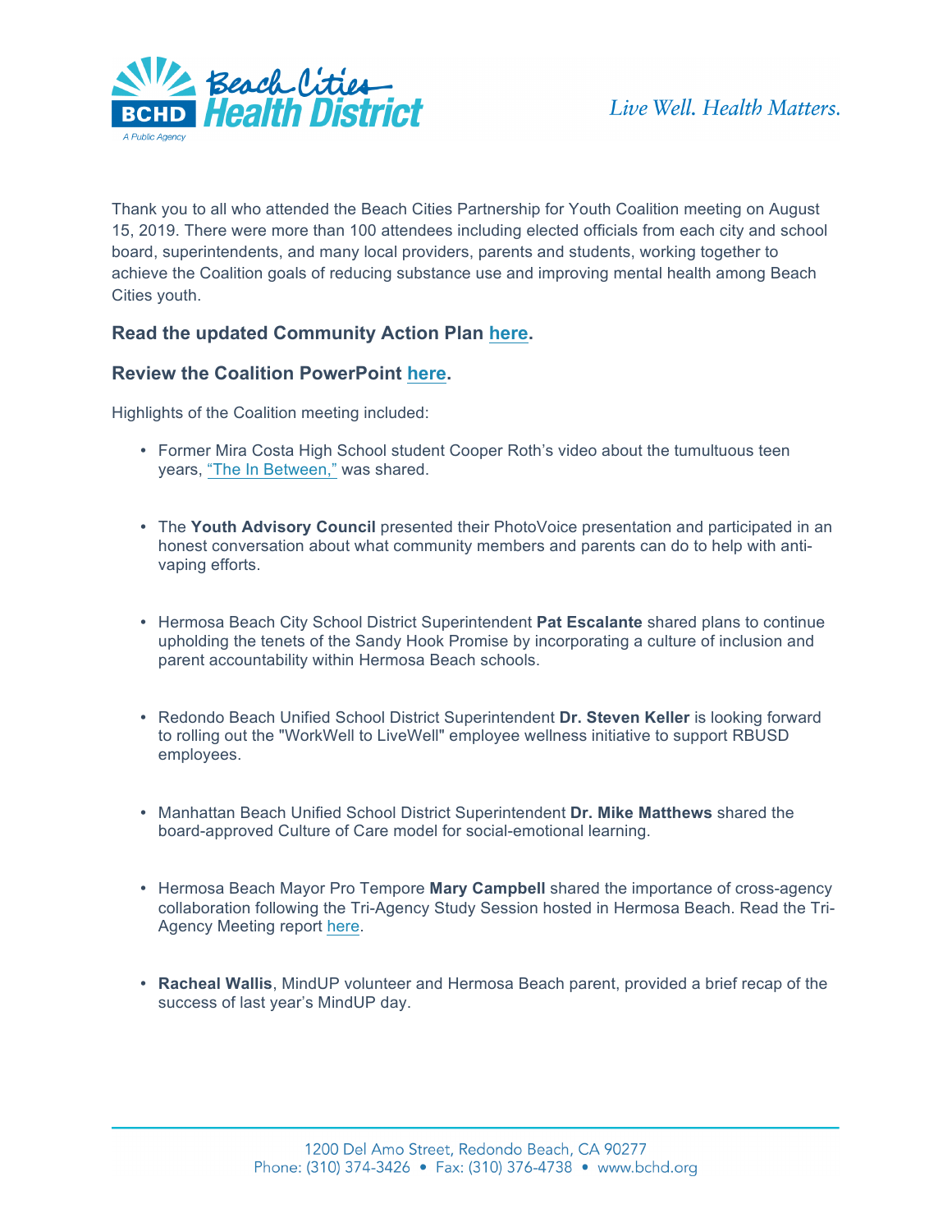Thank you to all who attended the Beach Cities Partnership for Youth Coalition meeting on August 15, 2019. There were more than 100 attendees including elected officials from each city and school board, superintendents, and many local providers, parents and students, working together to achieve the Coalition goals of reducing substance use and improving mental health among Beach Cities youth.

### Read the updated Community Action Plan here.

### Review the Coalition PowerPoint here.

Highlights of the Coalition meeting included:

- Former Mira Costa High School student Cooper Roth's video about the tumultuous teen years, "The In Between," was shared.

- The **Youth Advisory Council** presented their PhotoVoice presentation and participated in an honest conversation about what community members and parents can do to help with anti-vaping efforts.

- Hermosa Beach City School District Superintendent **Pat Escalante** shared plans to continue upholding the tenets of the Sandy Hook Promise by incorporating a culture of inclusion and parent accountability within Hermosa Beach schools.

- Redondo Beach Unified School District Superintendent **Dr. Steven Keller** is looking forward to rolling out the "WorkWell to LiveWell" employee wellness initiative to support RBUSD employees.

- Manhattan Beach Unified School District Superintendent **Dr. Mike Matthews** shared the board-approved Culture of Care model for social-emotional learning.

- Hermosa Beach Mayor Pro Tempore **Mary Campbell** shared the importance of cross-agency collaboration following the Tri-Agency Study Session hosted in Hermosa Beach. Read the Tri-Agency Meeting report here.

- **Racheal Wallis**, MindUP volunteer and Hermosa Beach parent, provided a brief recap of the success of last year's MindUP day.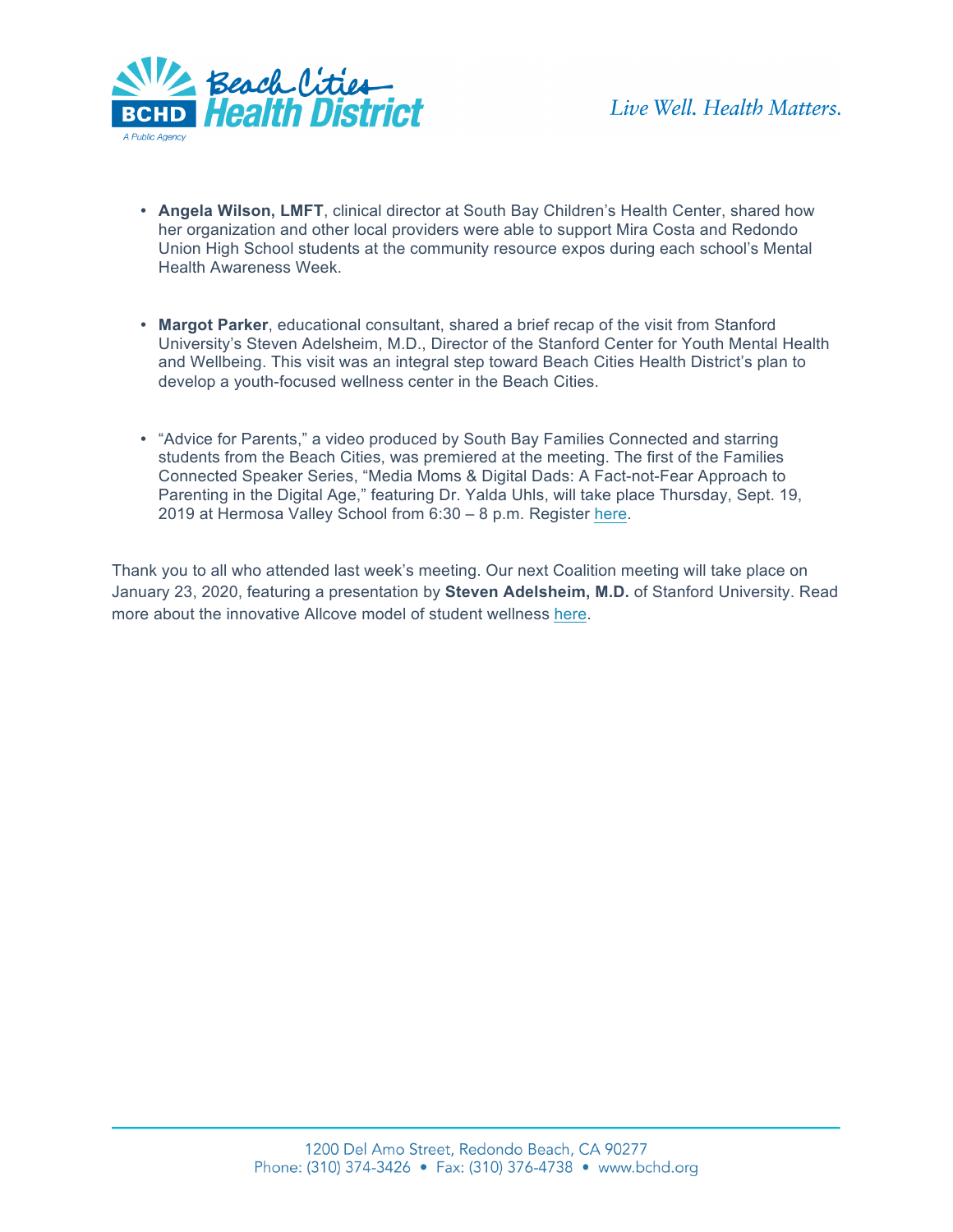- **Angela Wilson, LMFT**, clinical director at South Bay Children's Health Center, shared how her organization and other local providers were able to support Mira Costa and Redondo Union High School students at the community resource expos during each school's Mental Health Awareness Week.

- **Margot Parker**, educational consultant, shared a brief recap of the visit from Stanford University's Steven Adelsheim, M.D., Director of the Stanford Center for Youth Mental Health and Wellbeing. This visit was an integral step toward Beach Cities Health District's plan to develop a youth-focused wellness center in the Beach Cities.

- "Advice for Parents," a video produced by South Bay Families Connected and starring students from the Beach Cities, was premiered at the meeting. The first of the Families Connected Speaker Series, "Media Moms & Digital Dads: A Fact-not-Fear Approach to Parenting in the Digital Age," featuring Dr. Yalda Uhls, will take place Thursday, Sept. 19, 2019 at Hermosa Valley School from 6:30 – 8 p.m. Register here.

Thank you to all who attended last week's meeting. Our next Coalition meeting will take place on January 23, 2020, featuring a presentation by **Steven Adelsheim, M.D.** of Stanford University. Read more about the innovative Allcove model of student wellness here.